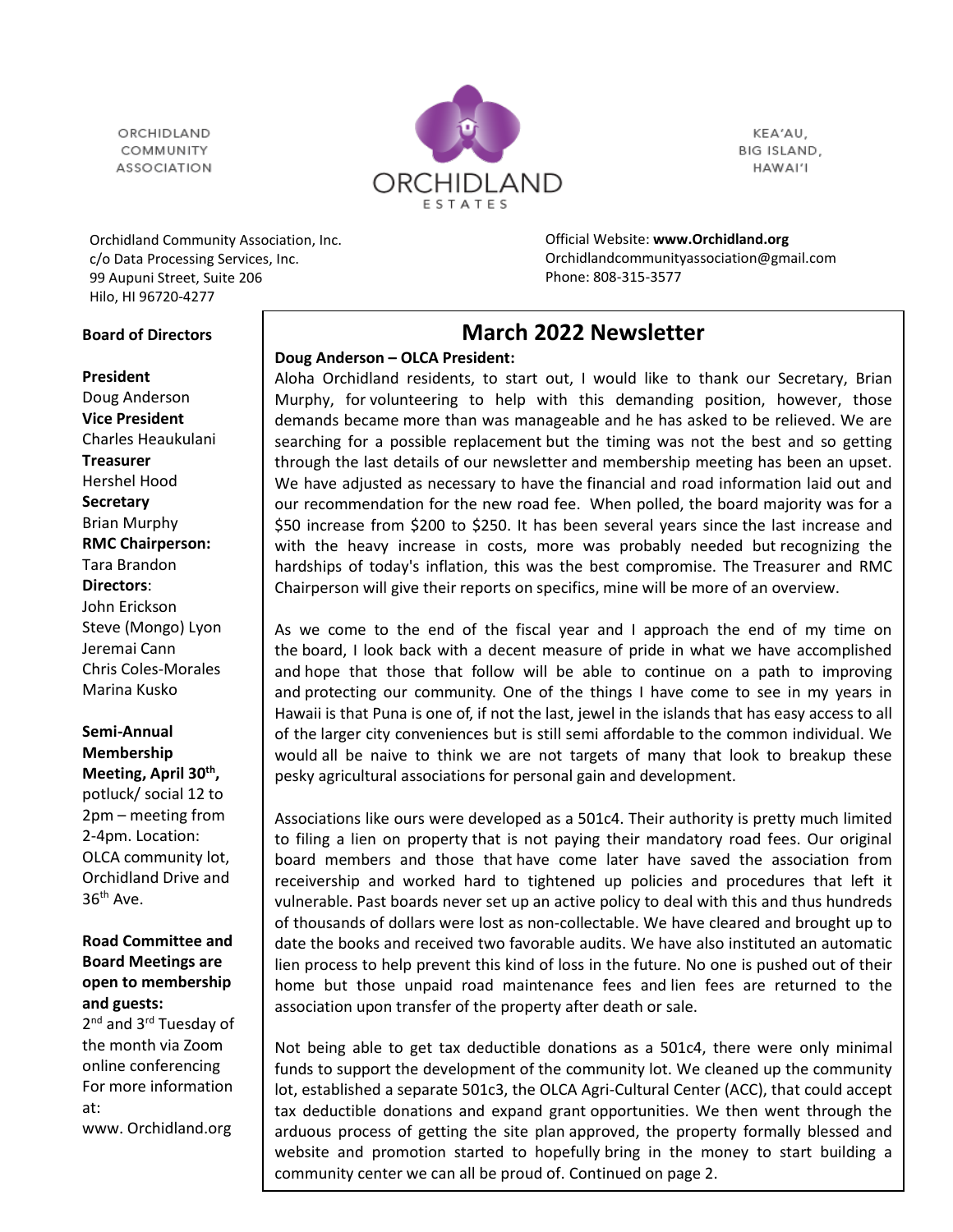ORCHIDLAND COMMUNITY ASSOCIATION

ORCHIDLAND ESTATES

KEA'AU, BIG ISLAND, HAWAI'I

Orchidland Community Association, Inc.
c/o Data Processing Services, Inc.
99 Aupuni Street, Suite 206
Hilo, HI 96720-4277

Official Website: **www.Orchidland.org**
Orchidlandcommunityassociation@gmail.com
Phone: 808-315-3577

# March 2022 Newsletter

**Doug Anderson – OLCA President:**

Aloha Orchidland residents, to start out, I would like to thank our Secretary, Brian Murphy, for volunteering to help with this demanding position, however, those demands became more than was manageable and he has asked to be relieved. We are searching for a possible replacement but the timing was not the best and so getting through the last details of our newsletter and membership meeting has been an upset. We have adjusted as necessary to have the financial and road information laid out and our recommendation for the new road fee. When polled, the board majority was for a $50 increase from $200 to $250. It has been several years since the last increase and with the heavy increase in costs, more was probably needed but recognizing the hardships of today's inflation, this was the best compromise. The Treasurer and RMC Chairperson will give their reports on specifics, mine will be more of an overview.

As we come to the end of the fiscal year and I approach the end of my time on the board, I look back with a decent measure of pride in what we have accomplished and hope that those that follow will be able to continue on a path to improving and protecting our community. One of the things I have come to see in my years in Hawaii is that Puna is one of, if not the last, jewel in the islands that has easy access to all of the larger city conveniences but is still semi affordable to the common individual. We would all be naive to think we are not targets of many that look to breakup these pesky agricultural associations for personal gain and development.

Associations like ours were developed as a 501c4. Their authority is pretty much limited to filing a lien on property that is not paying their mandatory road fees. Our original board members and those that have come later have saved the association from receivership and worked hard to tightened up policies and procedures that left it vulnerable. Past boards never set up an active policy to deal with this and thus hundreds of thousands of dollars were lost as non-collectable. We have cleared and brought up to date the books and received two favorable audits. We have also instituted an automatic lien process to help prevent this kind of loss in the future. No one is pushed out of their home but those unpaid road maintenance fees and lien fees are returned to the association upon transfer of the property after death or sale.

Not being able to get tax deductible donations as a 501c4, there were only minimal funds to support the development of the community lot. We cleaned up the community lot, established a separate 501c3, the OLCA Agri-Cultural Center (ACC), that could accept tax deductible donations and expand grant opportunities. We then went through the arduous process of getting the site plan approved, the property formally blessed and website and promotion started to hopefully bring in the money to start building a community center we can all be proud of. Continued on page 2.

**Board of Directors**

**President**
Doug Anderson
**Vice President**
Charles Heaukulani
**Treasurer**
Hershel Hood
**Secretary**
Brian Murphy
**RMC Chairperson:**
Tara Brandon
**Directors**:
John Erickson
Steve (Mongo) Lyon
Jeremai Cann
Chris Coles-Morales
Marina Kusko

**Semi-Annual Membership Meeting, April 30th,** potluck/ social 12 to 2pm – meeting from 2-4pm. Location: OLCA community lot, Orchidland Drive and 36th Ave.

**Road Committee and Board Meetings are open to membership and guests:**
2nd and 3rd Tuesday of the month via Zoom online conferencing
For more information at:
www. Orchidland.org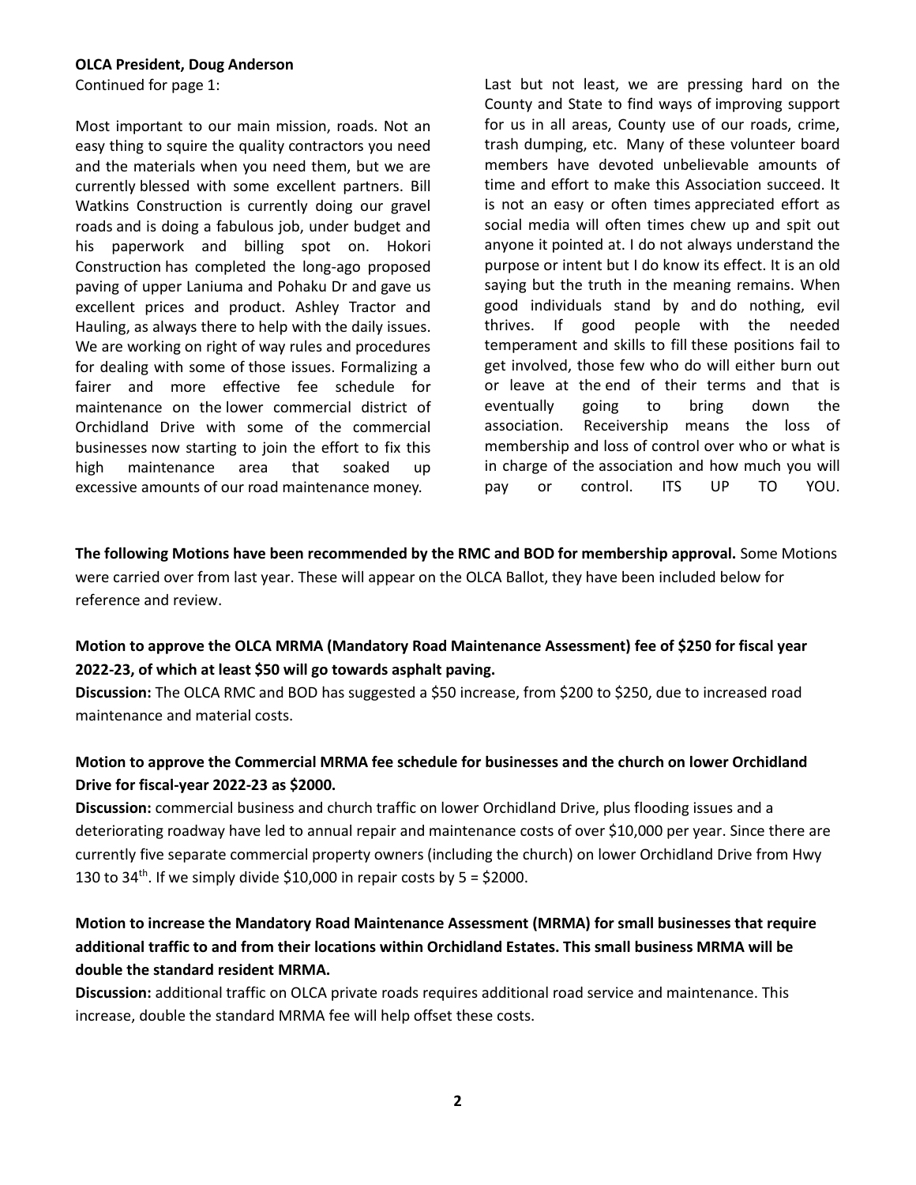**OLCA President, Doug Anderson**

Continued for page 1:

Most important to our main mission, roads. Not an easy thing to squire the quality contractors you need and the materials when you need them, but we are currently blessed with some excellent partners. Bill Watkins Construction is currently doing our gravel roads and is doing a fabulous job, under budget and his paperwork and billing spot on. Hokori Construction has completed the long-ago proposed paving of upper Laniuma and Pohaku Dr and gave us excellent prices and product. Ashley Tractor and Hauling, as always there to help with the daily issues. We are working on right of way rules and procedures for dealing with some of those issues. Formalizing a fairer and more effective fee schedule for maintenance on the lower commercial district of Orchidland Drive with some of the commercial businesses now starting to join the effort to fix this high maintenance area that soaked up excessive amounts of our road maintenance money.

Last but not least, we are pressing hard on the County and State to find ways of improving support for us in all areas, County use of our roads, crime, trash dumping, etc. Many of these volunteer board members have devoted unbelievable amounts of time and effort to make this Association succeed. It is not an easy or often times appreciated effort as social media will often times chew up and spit out anyone it pointed at. I do not always understand the purpose or intent but I do know its effect. It is an old saying but the truth in the meaning remains. When good individuals stand by and do nothing, evil thrives. If good people with the needed temperament and skills to fill these positions fail to get involved, those few who do will either burn out or leave at the end of their terms and that is eventually going to bring down the association. Receivership means the loss of membership and loss of control over who or what is in charge of the association and how much you will pay or control. ITS UP TO YOU.

**The following Motions have been recommended by the RMC and BOD for membership approval.** Some Motions were carried over from last year. These will appear on the OLCA Ballot, they have been included below for reference and review.

**Motion to approve the OLCA MRMA (Mandatory Road Maintenance Assessment) fee of $250 for fiscal year 2022-23, of which at least $50 will go towards asphalt paving.**

**Discussion:** The OLCA RMC and BOD has suggested a $50 increase, from $200 to $250, due to increased road maintenance and material costs.

**Motion to approve the Commercial MRMA fee schedule for businesses and the church on lower Orchidland Drive for fiscal-year 2022-23 as $2000.**

**Discussion:** commercial business and church traffic on lower Orchidland Drive, plus flooding issues and a deteriorating roadway have led to annual repair and maintenance costs of over $10,000 per year. Since there are currently five separate commercial property owners (including the church) on lower Orchidland Drive from Hwy 130 to 34th. If we simply divide $10,000 in repair costs by 5 = $2000.

**Motion to increase the Mandatory Road Maintenance Assessment (MRMA) for small businesses that require additional traffic to and from their locations within Orchidland Estates. This small business MRMA will be double the standard resident MRMA.**

**Discussion:** additional traffic on OLCA private roads requires additional road service and maintenance. This increase, double the standard MRMA fee will help offset these costs.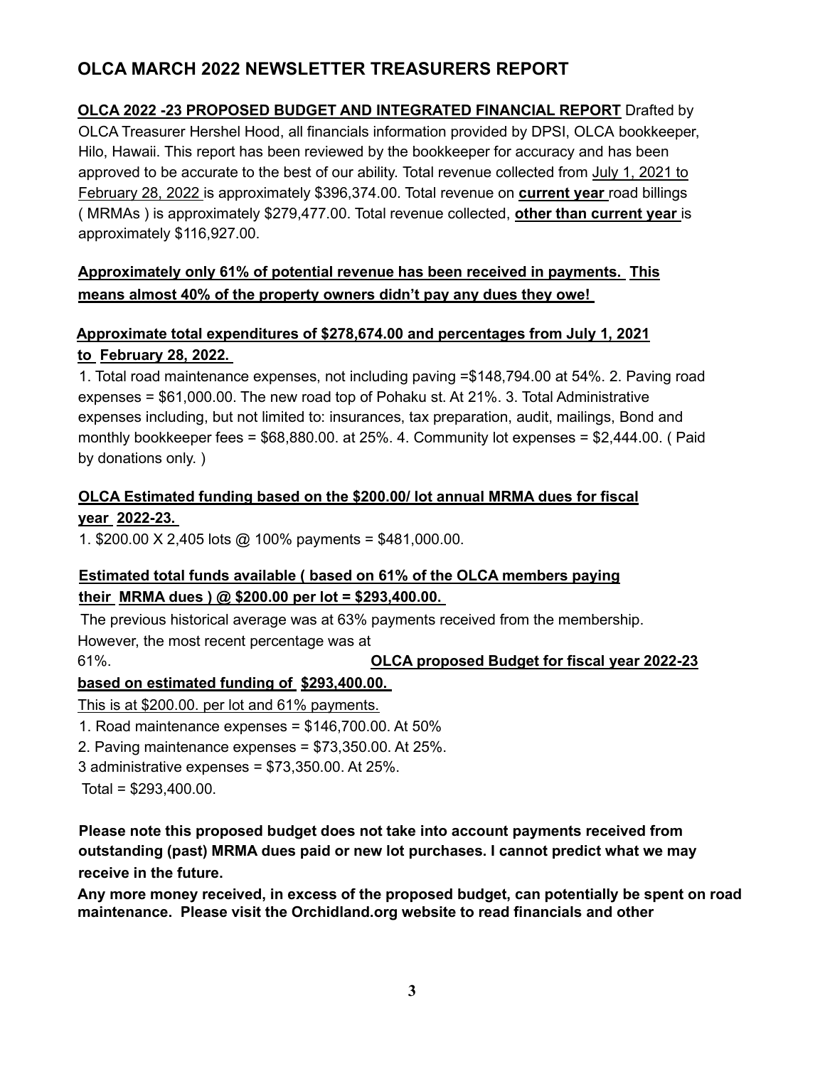# OLCA MARCH 2022 NEWSLETTER TREASURERS REPORT

**OLCA 2022 -23 PROPOSED BUDGET AND INTEGRATED FINANCIAL REPORT** Drafted by OLCA Treasurer Hershel Hood, all financials information provided by DPSI, OLCA bookkeeper, Hilo, Hawaii. This report has been reviewed by the bookkeeper for accuracy and has been approved to be accurate to the best of our ability. Total revenue collected from July 1, 2021 to February 28, 2022 is approximately $396,374.00. Total revenue on **current year** road billings ( MRMAs ) is approximately $279,477.00. Total revenue collected, **other than current year** is approximately $116,927.00.

**Approximately only 61% of potential revenue has been received in payments. This means almost 40% of the property owners didn't pay any dues they owe!**

**Approximate total expenditures of $278,674.00 and percentages from July 1, 2021 to February 28, 2022.**

1. Total road maintenance expenses, not including paving =$148,794.00 at 54%. 2. Paving road expenses = $61,000.00. The new road top of Pohaku st. At 21%. 3. Total Administrative expenses including, but not limited to: insurances, tax preparation, audit, mailings, Bond and monthly bookkeeper fees = $68,880.00. at 25%. 4. Community lot expenses = $2,444.00. ( Paid by donations only. )

**OLCA Estimated funding based on the $200.00/ lot annual MRMA dues for fiscal year 2022-23.**

1. $200.00 X 2,405 lots @ 100% payments = $481,000.00.

**Estimated total funds available ( based on 61% of the OLCA members paying their MRMA dues ) @ $200.00 per lot = $293,400.00.**

The previous historical average was at 63% payments received from the membership. However, the most recent percentage was at 61%.

**OLCA proposed Budget for fiscal year 2022-23 based on estimated funding of $293,400.00.**

This is at $200.00. per lot and 61% payments.

1. Road maintenance expenses = $146,700.00. At 50%
2. Paving maintenance expenses = $73,350.00. At 25%.
3 administrative expenses = $73,350.00. At 25%.

Total = $293,400.00.

**Please note this proposed budget does not take into account payments received from outstanding (past) MRMA dues paid or new lot purchases. I cannot predict what we may receive in the future.**

**Any more money received, in excess of the proposed budget, can potentially be spent on road maintenance. Please visit the Orchidland.org website to read financials and other**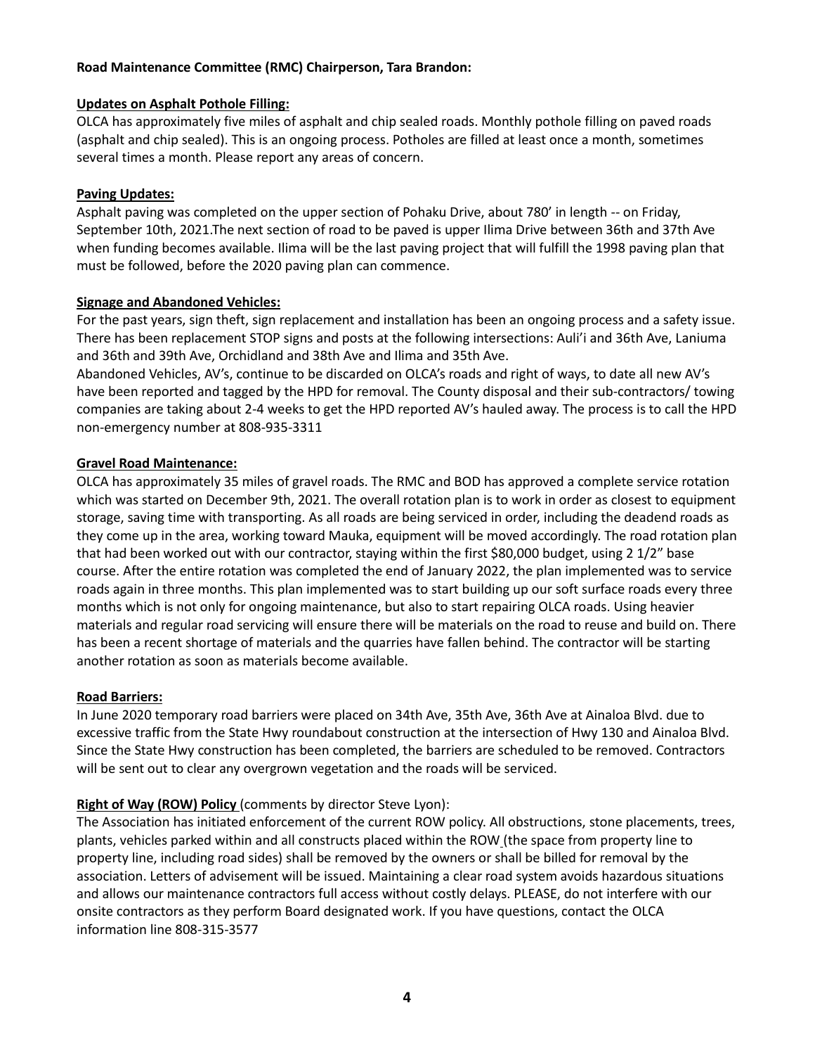**Road Maintenance Committee (RMC) Chairperson, Tara Brandon:**

**Updates on Asphalt Pothole Filling:**

OLCA has approximately five miles of asphalt and chip sealed roads. Monthly pothole filling on paved roads (asphalt and chip sealed). This is an ongoing process. Potholes are filled at least once a month, sometimes several times a month. Please report any areas of concern.

**Paving Updates:**

Asphalt paving was completed on the upper section of Pohaku Drive, about 780' in length -- on Friday, September 10th, 2021.The next section of road to be paved is upper Ilima Drive between 36th and 37th Ave when funding becomes available. Ilima will be the last paving project that will fulfill the 1998 paving plan that must be followed, before the 2020 paving plan can commence.

**Signage and Abandoned Vehicles:**

For the past years, sign theft, sign replacement and installation has been an ongoing process and a safety issue. There has been replacement STOP signs and posts at the following intersections: Auli'i and 36th Ave, Laniuma and 36th and 39th Ave, Orchidland and 38th Ave and Ilima and 35th Ave.

Abandoned Vehicles, AV's, continue to be discarded on OLCA's roads and right of ways, to date all new AV's have been reported and tagged by the HPD for removal. The County disposal and their sub-contractors/ towing companies are taking about 2-4 weeks to get the HPD reported AV's hauled away. The process is to call the HPD non-emergency number at 808-935-3311

**Gravel Road Maintenance:**

OLCA has approximately 35 miles of gravel roads. The RMC and BOD has approved a complete service rotation which was started on December 9th, 2021. The overall rotation plan is to work in order as closest to equipment storage, saving time with transporting. As all roads are being serviced in order, including the deadend roads as they come up in the area, working toward Mauka, equipment will be moved accordingly. The road rotation plan that had been worked out with our contractor, staying within the first $80,000 budget, using 2 1/2" base course. After the entire rotation was completed the end of January 2022, the plan implemented was to service roads again in three months. This plan implemented was to start building up our soft surface roads every three months which is not only for ongoing maintenance, but also to start repairing OLCA roads. Using heavier materials and regular road servicing will ensure there will be materials on the road to reuse and build on. There has been a recent shortage of materials and the quarries have fallen behind. The contractor will be starting another rotation as soon as materials become available.

**Road Barriers:**

In June 2020 temporary road barriers were placed on 34th Ave, 35th Ave, 36th Ave at Ainaloa Blvd. due to excessive traffic from the State Hwy roundabout construction at the intersection of Hwy 130 and Ainaloa Blvd. Since the State Hwy construction has been completed, the barriers are scheduled to be removed. Contractors will be sent out to clear any overgrown vegetation and the roads will be serviced.

**Right of Way (ROW) Policy** (comments by director Steve Lyon):

The Association has initiated enforcement of the current ROW policy. All obstructions, stone placements, trees, plants, vehicles parked within and all constructs placed within the ROW (the space from property line to property line, including road sides) shall be removed by the owners or shall be billed for removal by the association. Letters of advisement will be issued. Maintaining a clear road system avoids hazardous situations and allows our maintenance contractors full access without costly delays. PLEASE, do not interfere with our onsite contractors as they perform Board designated work. If you have questions, contact the OLCA information line 808-315-3577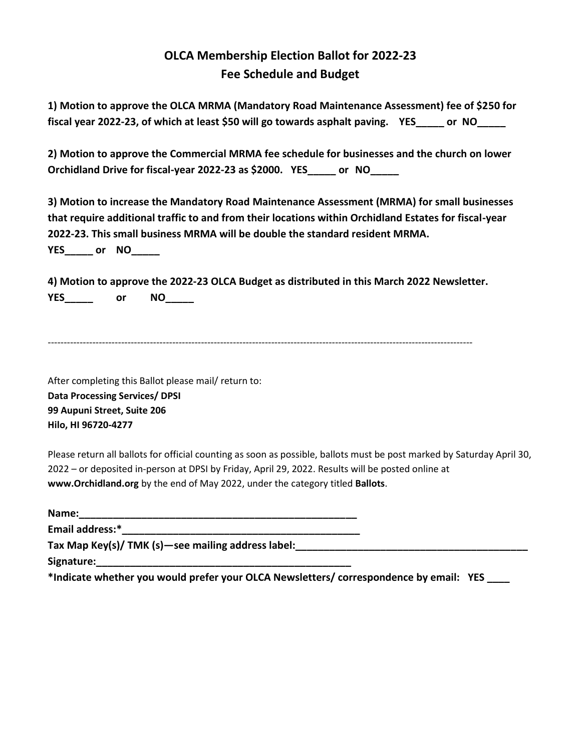# OLCA Membership Election Ballot for 2022-23
## Fee Schedule and Budget

**1) Motion to approve the OLCA MRMA (Mandatory Road Maintenance Assessment) fee of $250 for fiscal year 2022-23, of which at least $50 will go towards asphalt paving. YES_____ or NO_____**

**2) Motion to approve the Commercial MRMA fee schedule for businesses and the church on lower Orchidland Drive for fiscal-year 2022-23 as $2000. YES_____ or NO_____**

**3) Motion to increase the Mandatory Road Maintenance Assessment (MRMA) for small businesses that require additional traffic to and from their locations within Orchidland Estates for fiscal-year 2022-23. This small business MRMA will be double the standard resident MRMA.**
**YES_____ or NO_____**

**4) Motion to approve the 2022-23 OLCA Budget as distributed in this March 2022 Newsletter.**
**YES_____ or NO_____**

---

After completing this Ballot please mail/ return to:
**Data Processing Services/ DPSI**
**99 Aupuni Street, Suite 206**
**Hilo, HI 96720-4277**

Please return all ballots for official counting as soon as possible, ballots must be post marked by Saturday April 30, 2022 – or deposited in-person at DPSI by Friday, April 29, 2022. Results will be posted online at **www.Orchidland.org** by the end of May 2022, under the category titled **Ballots**.

**Name:_____________________________________________________**
**Email address:*____________________________________________**
**Tax Map Key(s)/ TMK (s)—see mailing address label:___________________________________________**
**Signature:_______________________________________________**
***Indicate whether you would prefer your OLCA Newsletters/ correspondence by email: YES ____**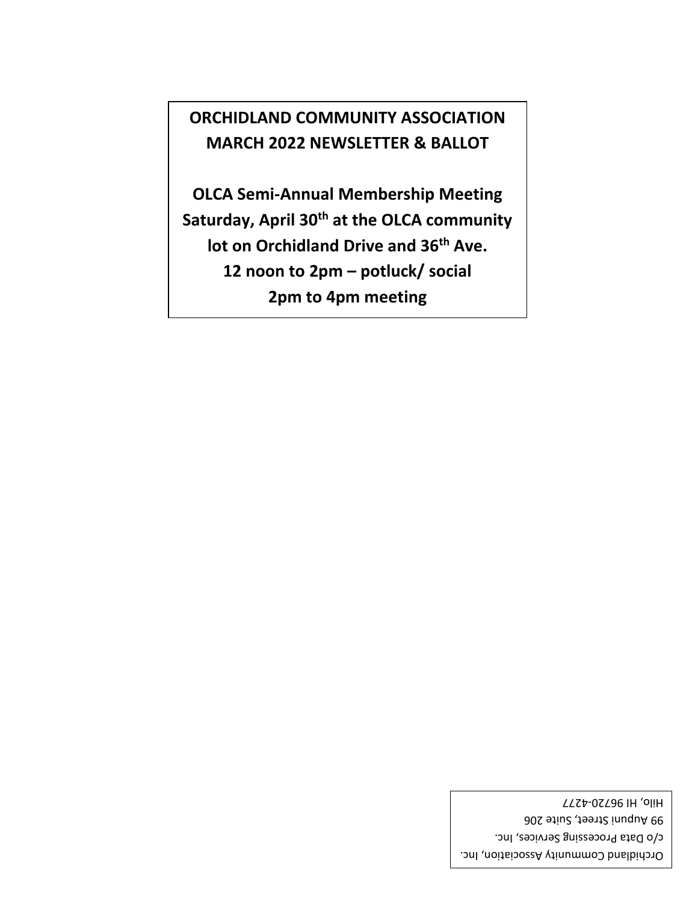**ORCHIDLAND COMMUNITY ASSOCIATION**
**MARCH 2022 NEWSLETTER & BALLOT**

**OLCA Semi-Annual Membership Meeting**
**Saturday, April 30th at the OLCA community lot on Orchidland Drive and 36th Ave.**
**12 noon to 2pm – potluck/ social**
**2pm to 4pm meeting**

Orchidland Community Association, Inc.
c/o Data Processing Services, Inc.
99 Aupuni Street, Suite 206
Hilo, HI 96720-4277